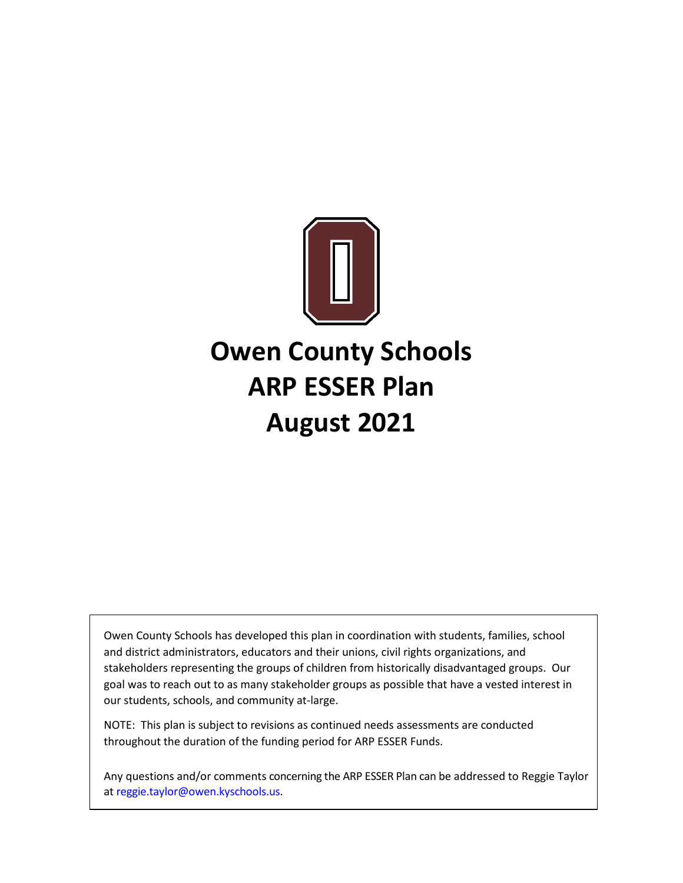# Owen County Schools ARP ESSER Plan August 2021

Owen County Schools has developed this plan in coordination with students, families, school and district administrators, educators and their unions, civil rights organizations, and stakeholders representing the groups of children from historically disadvantaged groups. Our goal was to reach out to as many stakeholder groups as possible that have a vested interest in our students, schools, and community at-large.

NOTE: This plan is subject to revisions as continued needs assessments are conducted throughout the duration of the funding period for ARP ESSER Funds.

Any questions and/or comments concerning the ARP ESSER Plan can be addressed to Reggie Taylor at reggie.taylor@owen.kyschools.us.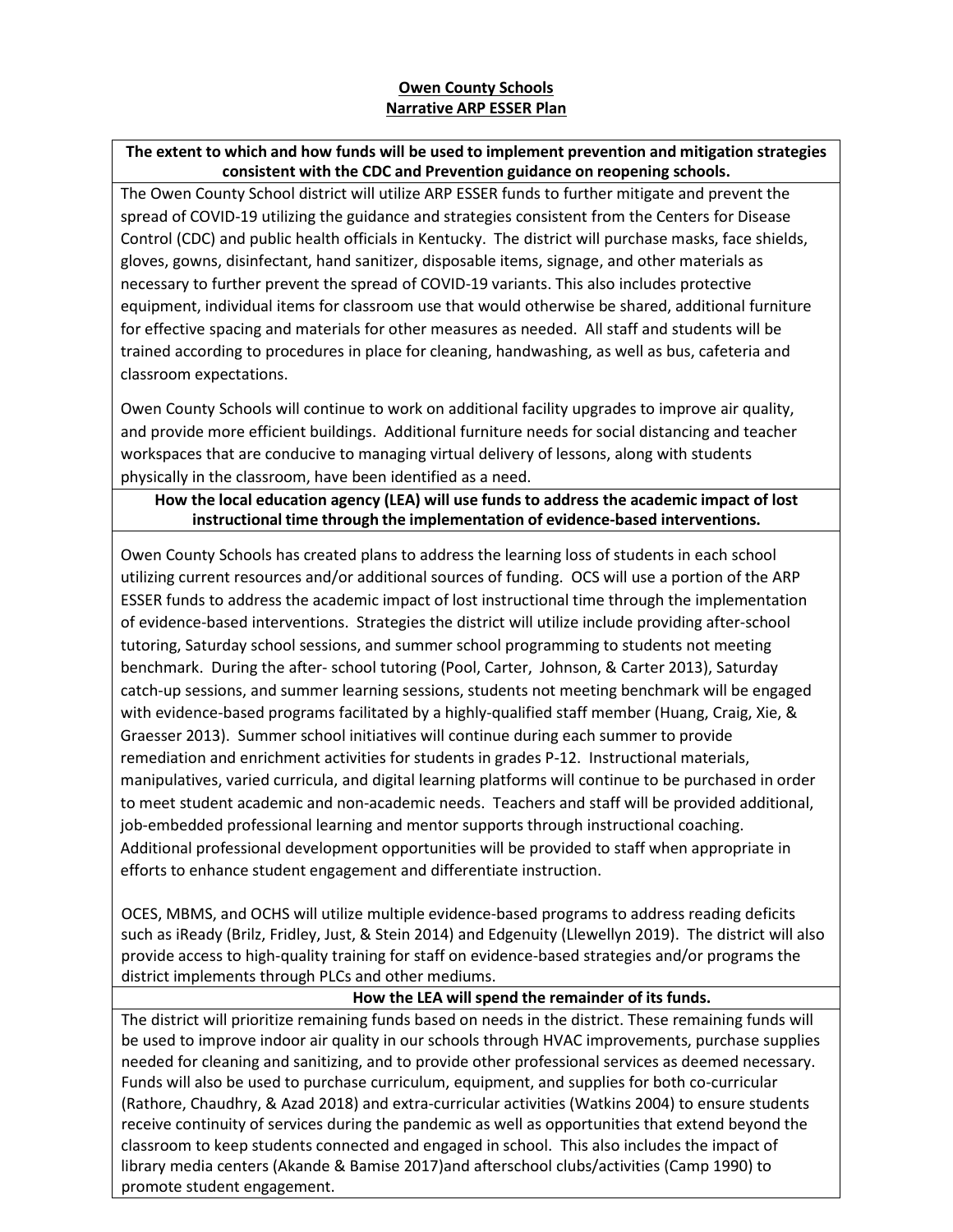# Owen County Schools
## Narrative ARP ESSER Plan

**The extent to which and how funds will be used to implement prevention and mitigation strategies consistent with the CDC and Prevention guidance on reopening schools.**

The Owen County School district will utilize ARP ESSER funds to further mitigate and prevent the spread of COVID-19 utilizing the guidance and strategies consistent from the Centers for Disease Control (CDC) and public health officials in Kentucky. The district will purchase masks, face shields, gloves, gowns, disinfectant, hand sanitizer, disposable items, signage, and other materials as necessary to further prevent the spread of COVID-19 variants. This also includes protective equipment, individual items for classroom use that would otherwise be shared, additional furniture for effective spacing and materials for other measures as needed. All staff and students will be trained according to procedures in place for cleaning, handwashing, as well as bus, cafeteria and classroom expectations.

Owen County Schools will continue to work on additional facility upgrades to improve air quality, and provide more efficient buildings. Additional furniture needs for social distancing and teacher workspaces that are conducive to managing virtual delivery of lessons, along with students physically in the classroom, have been identified as a need.

**How the local education agency (LEA) will use funds to address the academic impact of lost instructional time through the implementation of evidence-based interventions.**

Owen County Schools has created plans to address the learning loss of students in each school utilizing current resources and/or additional sources of funding. OCS will use a portion of the ARP ESSER funds to address the academic impact of lost instructional time through the implementation of evidence-based interventions. Strategies the district will utilize include providing after-school tutoring, Saturday school sessions, and summer school programming to students not meeting benchmark. During the after- school tutoring (Pool, Carter, Johnson, & Carter 2013), Saturday catch-up sessions, and summer learning sessions, students not meeting benchmark will be engaged with evidence-based programs facilitated by a highly-qualified staff member (Huang, Craig, Xie, & Graesser 2013). Summer school initiatives will continue during each summer to provide remediation and enrichment activities for students in grades P-12. Instructional materials, manipulatives, varied curricula, and digital learning platforms will continue to be purchased in order to meet student academic and non-academic needs. Teachers and staff will be provided additional, job-embedded professional learning and mentor supports through instructional coaching. Additional professional development opportunities will be provided to staff when appropriate in efforts to enhance student engagement and differentiate instruction.

OCES, MBMS, and OCHS will utilize multiple evidence-based programs to address reading deficits such as iReady (Brilz, Fridley, Just, & Stein 2014) and Edgenuity (Llewellyn 2019). The district will also provide access to high-quality training for staff on evidence-based strategies and/or programs the district implements through PLCs and other mediums.

**How the LEA will spend the remainder of its funds.**

The district will prioritize remaining funds based on needs in the district. These remaining funds will be used to improve indoor air quality in our schools through HVAC improvements, purchase supplies needed for cleaning and sanitizing, and to provide other professional services as deemed necessary. Funds will also be used to purchase curriculum, equipment, and supplies for both co-curricular (Rathore, Chaudhry, & Azad 2018) and extra-curricular activities (Watkins 2004) to ensure students receive continuity of services during the pandemic as well as opportunities that extend beyond the classroom to keep students connected and engaged in school. This also includes the impact of library media centers (Akande & Bamise 2017)and afterschool clubs/activities (Camp 1990) to promote student engagement.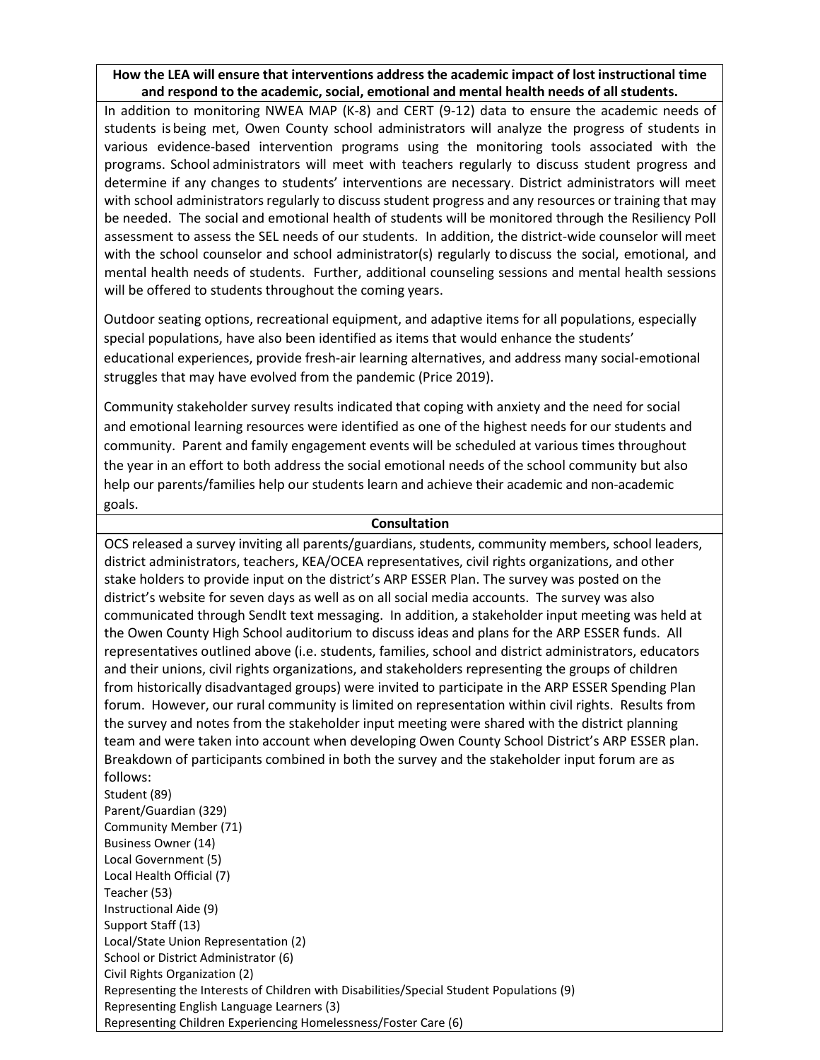**How the LEA will ensure that interventions address the academic impact of lost instructional time and respond to the academic, social, emotional and mental health needs of all students.**

In addition to monitoring NWEA MAP (K-8) and CERT (9-12) data to ensure the academic needs of students is being met, Owen County school administrators will analyze the progress of students in various evidence-based intervention programs using the monitoring tools associated with the programs. School administrators will meet with teachers regularly to discuss student progress and determine if any changes to students' interventions are necessary. District administrators will meet with school administrators regularly to discuss student progress and any resources or training that may be needed. The social and emotional health of students will be monitored through the Resiliency Poll assessment to assess the SEL needs of our students. In addition, the district-wide counselor will meet with the school counselor and school administrator(s) regularly to discuss the social, emotional, and mental health needs of students. Further, additional counseling sessions and mental health sessions will be offered to students throughout the coming years.

Outdoor seating options, recreational equipment, and adaptive items for all populations, especially special populations, have also been identified as items that would enhance the students' educational experiences, provide fresh-air learning alternatives, and address many social-emotional struggles that may have evolved from the pandemic (Price 2019).

Community stakeholder survey results indicated that coping with anxiety and the need for social and emotional learning resources were identified as one of the highest needs for our students and community. Parent and family engagement events will be scheduled at various times throughout the year in an effort to both address the social emotional needs of the school community but also help our parents/families help our students learn and achieve their academic and non-academic goals.

**Consultation**

OCS released a survey inviting all parents/guardians, students, community members, school leaders, district administrators, teachers, KEA/OCEA representatives, civil rights organizations, and other stake holders to provide input on the district's ARP ESSER Plan. The survey was posted on the district's website for seven days as well as on all social media accounts. The survey was also communicated through SendIt text messaging. In addition, a stakeholder input meeting was held at the Owen County High School auditorium to discuss ideas and plans for the ARP ESSER funds. All representatives outlined above (i.e. students, families, school and district administrators, educators and their unions, civil rights organizations, and stakeholders representing the groups of children from historically disadvantaged groups) were invited to participate in the ARP ESSER Spending Plan forum. However, our rural community is limited on representation within civil rights. Results from the survey and notes from the stakeholder input meeting were shared with the district planning team and were taken into account when developing Owen County School District's ARP ESSER plan. Breakdown of participants combined in both the survey and the stakeholder input forum are as follows:

Student (89)
Parent/Guardian (329)
Community Member (71)
Business Owner (14)
Local Government (5)
Local Health Official (7)
Teacher (53)
Instructional Aide (9)
Support Staff (13)
Local/State Union Representation (2)
School or District Administrator (6)
Civil Rights Organization (2)
Representing the Interests of Children with Disabilities/Special Student Populations (9)
Representing English Language Learners (3)
Representing Children Experiencing Homelessness/Foster Care (6)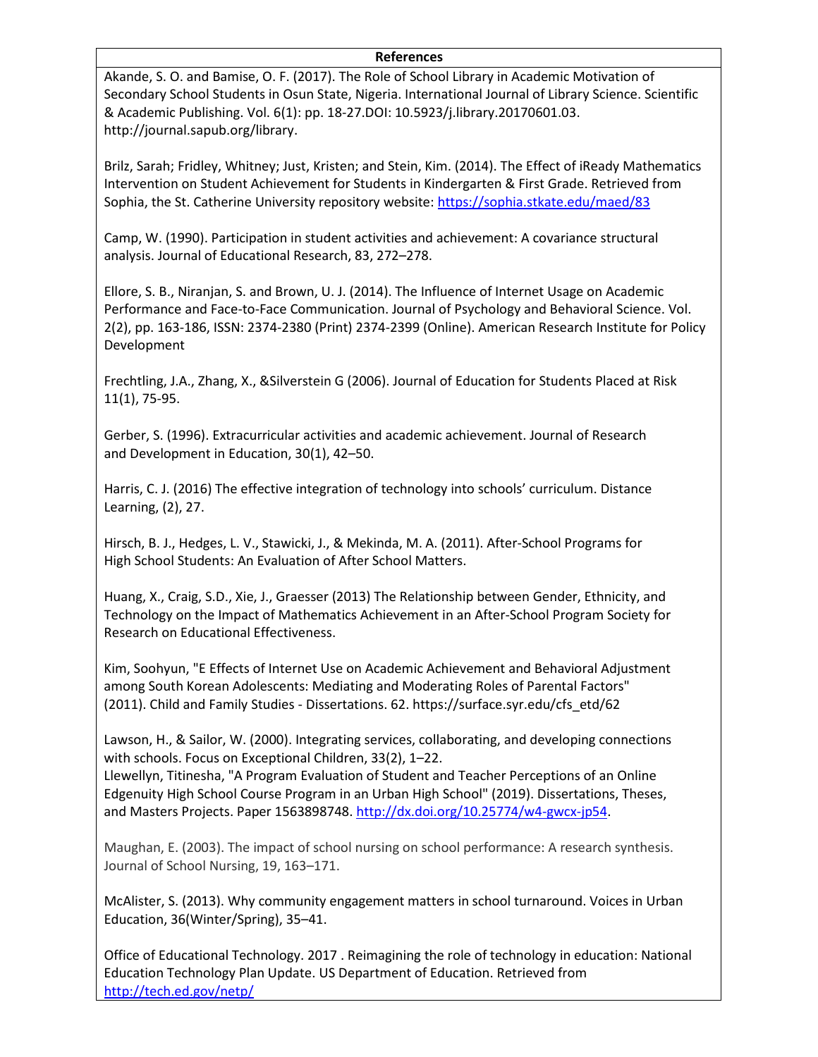**References**

Akande, S. O. and Bamise, O. F. (2017). The Role of School Library in Academic Motivation of Secondary School Students in Osun State, Nigeria. International Journal of Library Science. Scientific & Academic Publishing. Vol. 6(1): pp. 18-27.DOI: 10.5923/j.library.20170601.03. http://journal.sapub.org/library.

Brilz, Sarah; Fridley, Whitney; Just, Kristen; and Stein, Kim. (2014). The Effect of iReady Mathematics Intervention on Student Achievement for Students in Kindergarten & First Grade. Retrieved from Sophia, the St. Catherine University repository website: https://sophia.stkate.edu/maed/83

Camp, W. (1990). Participation in student activities and achievement: A covariance structural analysis. Journal of Educational Research, 83, 272–278.

Ellore, S. B., Niranjan, S. and Brown, U. J. (2014). The Influence of Internet Usage on Academic Performance and Face-to-Face Communication. Journal of Psychology and Behavioral Science. Vol. 2(2), pp. 163-186, ISSN: 2374-2380 (Print) 2374-2399 (Online). American Research Institute for Policy Development

Frechtling, J.A., Zhang, X., &Silverstein G (2006). Journal of Education for Students Placed at Risk 11(1), 75-95.

Gerber, S. (1996). Extracurricular activities and academic achievement. Journal of Research and Development in Education, 30(1), 42–50.

Harris, C. J. (2016) The effective integration of technology into schools' curriculum. Distance Learning, (2), 27.

Hirsch, B. J., Hedges, L. V., Stawicki, J., & Mekinda, M. A. (2011). After-School Programs for High School Students: An Evaluation of After School Matters.

Huang, X., Craig, S.D., Xie, J., Graesser (2013) The Relationship between Gender, Ethnicity, and Technology on the Impact of Mathematics Achievement in an After-School Program Society for Research on Educational Effectiveness.

Kim, Soohyun, "E Effects of Internet Use on Academic Achievement and Behavioral Adjustment among South Korean Adolescents: Mediating and Moderating Roles of Parental Factors" (2011). Child and Family Studies - Dissertations. 62. https://surface.syr.edu/cfs_etd/62

Lawson, H., & Sailor, W. (2000). Integrating services, collaborating, and developing connections with schools. Focus on Exceptional Children, 33(2), 1–22.

Llewellyn, Titinesha, "A Program Evaluation of Student and Teacher Perceptions of an Online Edgenuity High School Course Program in an Urban High School" (2019). Dissertations, Theses, and Masters Projects. Paper 1563898748. http://dx.doi.org/10.25774/w4-gwcx-jp54.

Maughan, E. (2003). The impact of school nursing on school performance: A research synthesis. Journal of School Nursing, 19, 163–171.

McAlister, S. (2013). Why community engagement matters in school turnaround. Voices in Urban Education, 36(Winter/Spring), 35–41.

Office of Educational Technology. 2017 . Reimagining the role of technology in education: National Education Technology Plan Update. US Department of Education. Retrieved from http://tech.ed.gov/netp/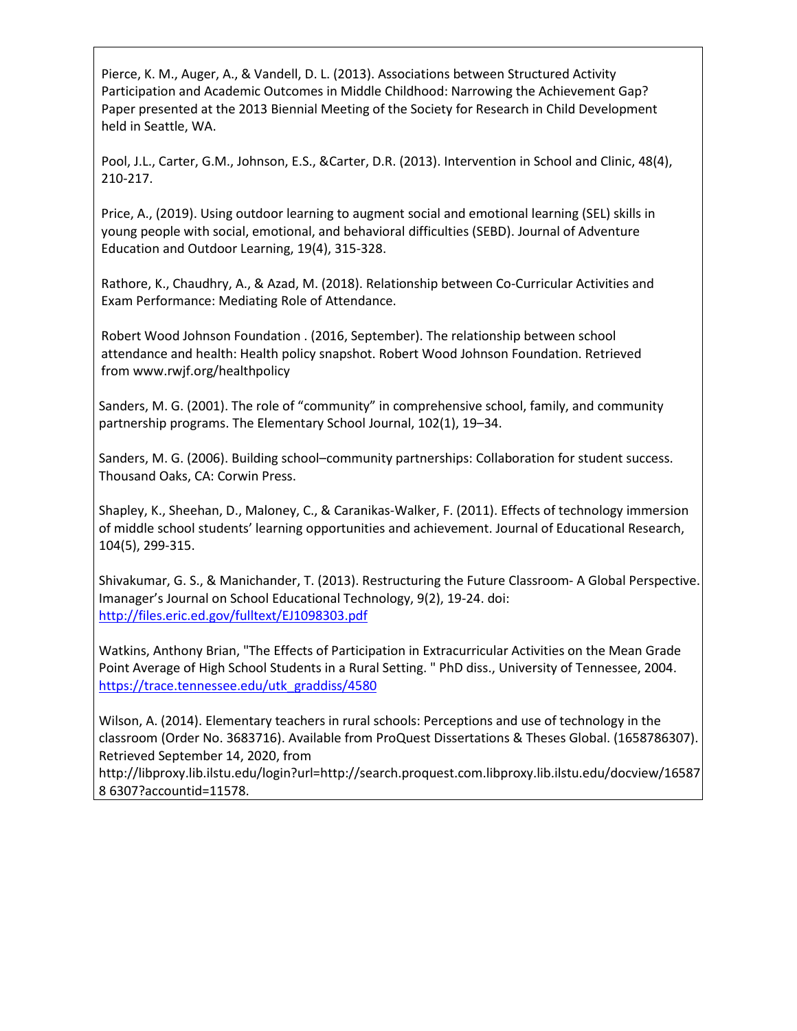Pierce, K. M., Auger, A., & Vandell, D. L. (2013). Associations between Structured Activity Participation and Academic Outcomes in Middle Childhood: Narrowing the Achievement Gap? Paper presented at the 2013 Biennial Meeting of the Society for Research in Child Development held in Seattle, WA.

Pool, J.L., Carter, G.M., Johnson, E.S., &Carter, D.R. (2013). Intervention in School and Clinic, 48(4), 210-217.

Price, A., (2019). Using outdoor learning to augment social and emotional learning (SEL) skills in young people with social, emotional, and behavioral difficulties (SEBD). Journal of Adventure Education and Outdoor Learning, 19(4), 315-328.

Rathore, K., Chaudhry, A., & Azad, M. (2018). Relationship between Co-Curricular Activities and Exam Performance: Mediating Role of Attendance.

Robert Wood Johnson Foundation . (2016, September). The relationship between school attendance and health: Health policy snapshot. Robert Wood Johnson Foundation. Retrieved from www.rwjf.org/healthpolicy

Sanders, M. G. (2001). The role of "community" in comprehensive school, family, and community partnership programs. The Elementary School Journal, 102(1), 19–34.

Sanders, M. G. (2006). Building school–community partnerships: Collaboration for student success. Thousand Oaks, CA: Corwin Press.

Shapley, K., Sheehan, D., Maloney, C., & Caranikas-Walker, F. (2011). Effects of technology immersion of middle school students' learning opportunities and achievement. Journal of Educational Research, 104(5), 299-315.

Shivakumar, G. S., & Manichander, T. (2013). Restructuring the Future Classroom- A Global Perspective. Imanager's Journal on School Educational Technology, 9(2), 19-24. doi: http://files.eric.ed.gov/fulltext/EJ1098303.pdf

Watkins, Anthony Brian, "The Effects of Participation in Extracurricular Activities on the Mean Grade Point Average of High School Students in a Rural Setting. " PhD diss., University of Tennessee, 2004. https://trace.tennessee.edu/utk_graddiss/4580

Wilson, A. (2014). Elementary teachers in rural schools: Perceptions and use of technology in the classroom (Order No. 3683716). Available from ProQuest Dissertations & Theses Global. (1658786307). Retrieved September 14, 2020, from http://libproxy.lib.ilstu.edu/login?url=http://search.proquest.com.libproxy.lib.ilstu.edu/docview/165878 6307?accountid=11578.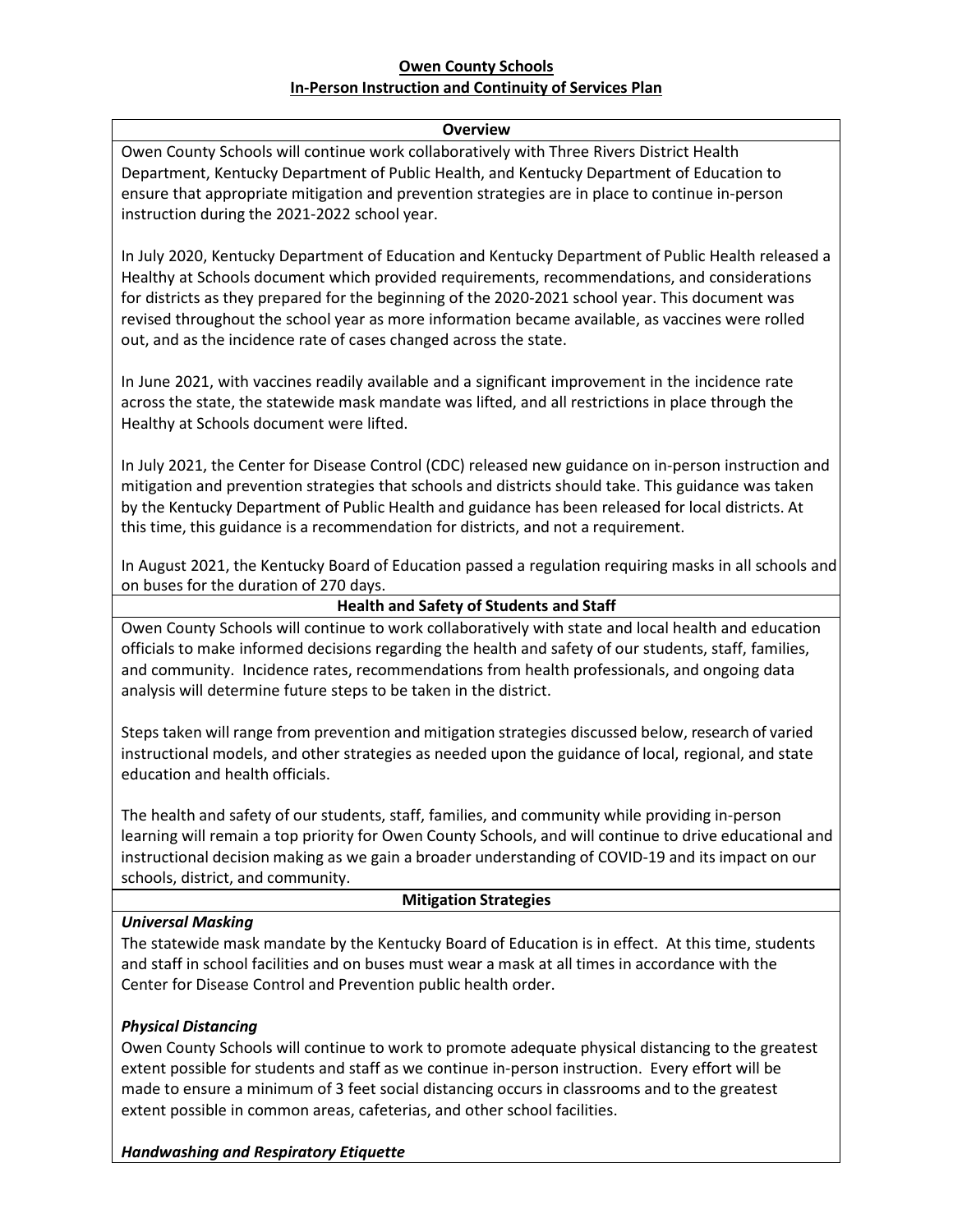**Owen County Schools**
**In-Person Instruction and Continuity of Services Plan**

## Overview

Owen County Schools will continue work collaboratively with Three Rivers District Health Department, Kentucky Department of Public Health, and Kentucky Department of Education to ensure that appropriate mitigation and prevention strategies are in place to continue in-person instruction during the 2021-2022 school year.

In July 2020, Kentucky Department of Education and Kentucky Department of Public Health released a Healthy at Schools document which provided requirements, recommendations, and considerations for districts as they prepared for the beginning of the 2020-2021 school year. This document was revised throughout the school year as more information became available, as vaccines were rolled out, and as the incidence rate of cases changed across the state.

In June 2021, with vaccines readily available and a significant improvement in the incidence rate across the state, the statewide mask mandate was lifted, and all restrictions in place through the Healthy at Schools document were lifted.

In July 2021, the Center for Disease Control (CDC) released new guidance on in-person instruction and mitigation and prevention strategies that schools and districts should take. This guidance was taken by the Kentucky Department of Public Health and guidance has been released for local districts. At this time, this guidance is a recommendation for districts, and not a requirement.

In August 2021, the Kentucky Board of Education passed a regulation requiring masks in all schools and on buses for the duration of 270 days.

## Health and Safety of Students and Staff

Owen County Schools will continue to work collaboratively with state and local health and education officials to make informed decisions regarding the health and safety of our students, staff, families, and community. Incidence rates, recommendations from health professionals, and ongoing data analysis will determine future steps to be taken in the district.

Steps taken will range from prevention and mitigation strategies discussed below, research of varied instructional models, and other strategies as needed upon the guidance of local, regional, and state education and health officials.

The health and safety of our students, staff, families, and community while providing in-person learning will remain a top priority for Owen County Schools, and will continue to drive educational and instructional decision making as we gain a broader understanding of COVID-19 and its impact on our schools, district, and community.

## Mitigation Strategies

***Universal Masking***

The statewide mask mandate by the Kentucky Board of Education is in effect. At this time, students and staff in school facilities and on buses must wear a mask at all times in accordance with the Center for Disease Control and Prevention public health order.

***Physical Distancing***

Owen County Schools will continue to work to promote adequate physical distancing to the greatest extent possible for students and staff as we continue in-person instruction. Every effort will be made to ensure a minimum of 3 feet social distancing occurs in classrooms and to the greatest extent possible in common areas, cafeterias, and other school facilities.

***Handwashing and Respiratory Etiquette***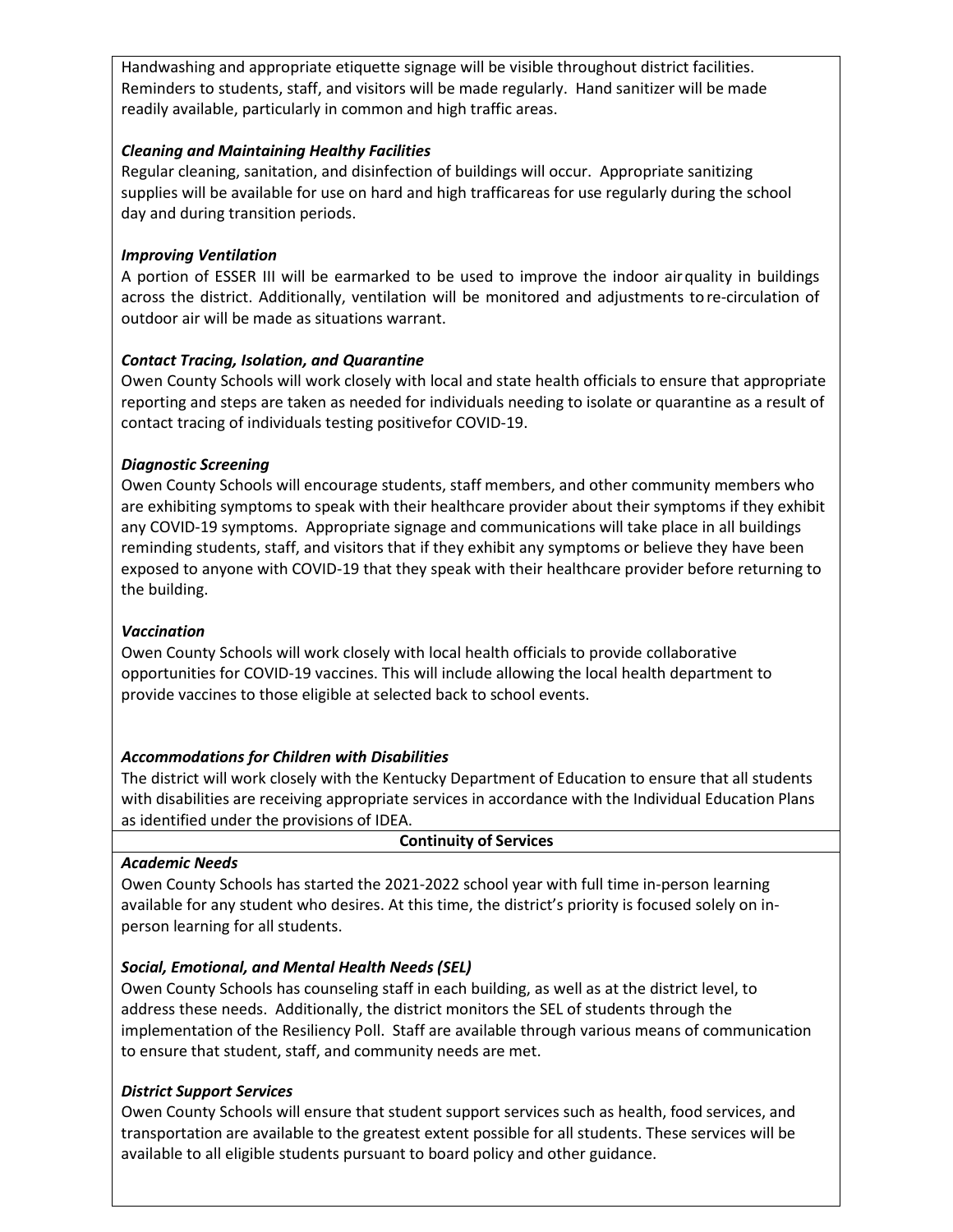Handwashing and appropriate etiquette signage will be visible throughout district facilities. Reminders to students, staff, and visitors will be made regularly. Hand sanitizer will be made readily available, particularly in common and high traffic areas.

***Cleaning and Maintaining Healthy Facilities***

Regular cleaning, sanitation, and disinfection of buildings will occur. Appropriate sanitizing supplies will be available for use on hard and high trafficareas for use regularly during the school day and during transition periods.

***Improving Ventilation***

A portion of ESSER III will be earmarked to be used to improve the indoor airquality in buildings across the district. Additionally, ventilation will be monitored and adjustments tore-circulation of outdoor air will be made as situations warrant.

***Contact Tracing, Isolation, and Quarantine***

Owen County Schools will work closely with local and state health officials to ensure that appropriate reporting and steps are taken as needed for individuals needing to isolate or quarantine as a result of contact tracing of individuals testing positivefor COVID-19.

***Diagnostic Screening***

Owen County Schools will encourage students, staff members, and other community members who are exhibiting symptoms to speak with their healthcare provider about their symptoms if they exhibit any COVID-19 symptoms. Appropriate signage and communications will take place in all buildings reminding students, staff, and visitors that if they exhibit any symptoms or believe they have been exposed to anyone with COVID-19 that they speak with their healthcare provider before returning to the building.

***Vaccination***

Owen County Schools will work closely with local health officials to provide collaborative opportunities for COVID-19 vaccines. This will include allowing the local health department to provide vaccines to those eligible at selected back to school events.

***Accommodations for Children with Disabilities***

The district will work closely with the Kentucky Department of Education to ensure that all students with disabilities are receiving appropriate services in accordance with the Individual Education Plans as identified under the provisions of IDEA.

**Continuity of Services**

***Academic Needs***

Owen County Schools has started the 2021-2022 school year with full time in-person learning available for any student who desires. At this time, the district's priority is focused solely on in-person learning for all students.

***Social, Emotional, and Mental Health Needs (SEL)***

Owen County Schools has counseling staff in each building, as well as at the district level, to address these needs. Additionally, the district monitors the SEL of students through the implementation of the Resiliency Poll. Staff are available through various means of communication to ensure that student, staff, and community needs are met.

***District Support Services***

Owen County Schools will ensure that student support services such as health, food services, and transportation are available to the greatest extent possible for all students. These services will be available to all eligible students pursuant to board policy and other guidance.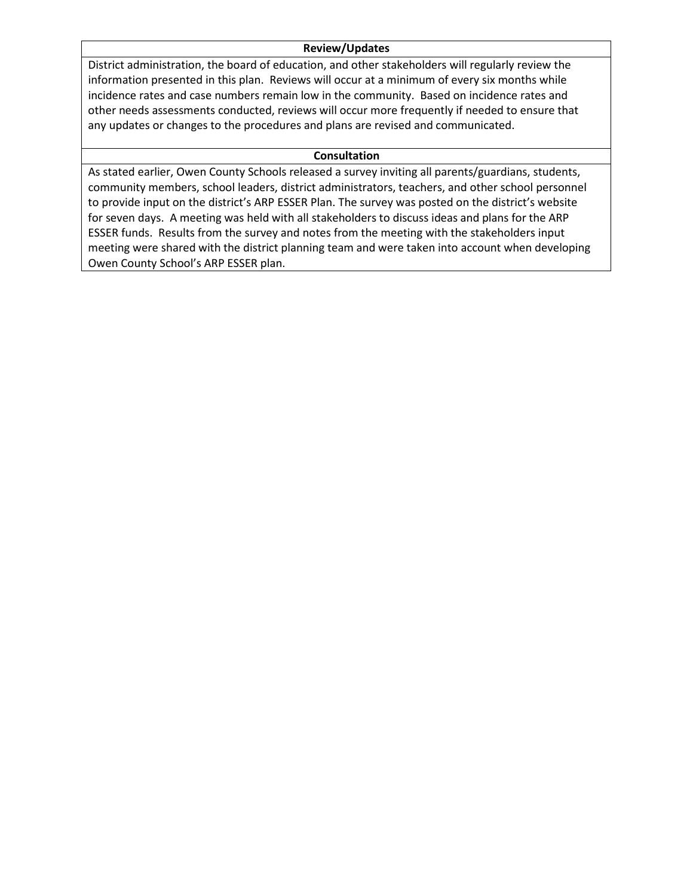| Review/Updates |
| --- |
| District administration, the board of education, and other stakeholders will regularly review the information presented in this plan. Reviews will occur at a minimum of every six months while incidence rates and case numbers remain low in the community. Based on incidence rates and other needs assessments conducted, reviews will occur more frequently if needed to ensure that any updates or changes to the procedures and plans are revised and communicated. |

| Consultation |
| --- |
| As stated earlier, Owen County Schools released a survey inviting all parents/guardians, students, community members, school leaders, district administrators, teachers, and other school personnel to provide input on the district's ARP ESSER Plan. The survey was posted on the district's website for seven days. A meeting was held with all stakeholders to discuss ideas and plans for the ARP ESSER funds. Results from the survey and notes from the meeting with the stakeholders input meeting were shared with the district planning team and were taken into account when developing Owen County School's ARP ESSER plan. |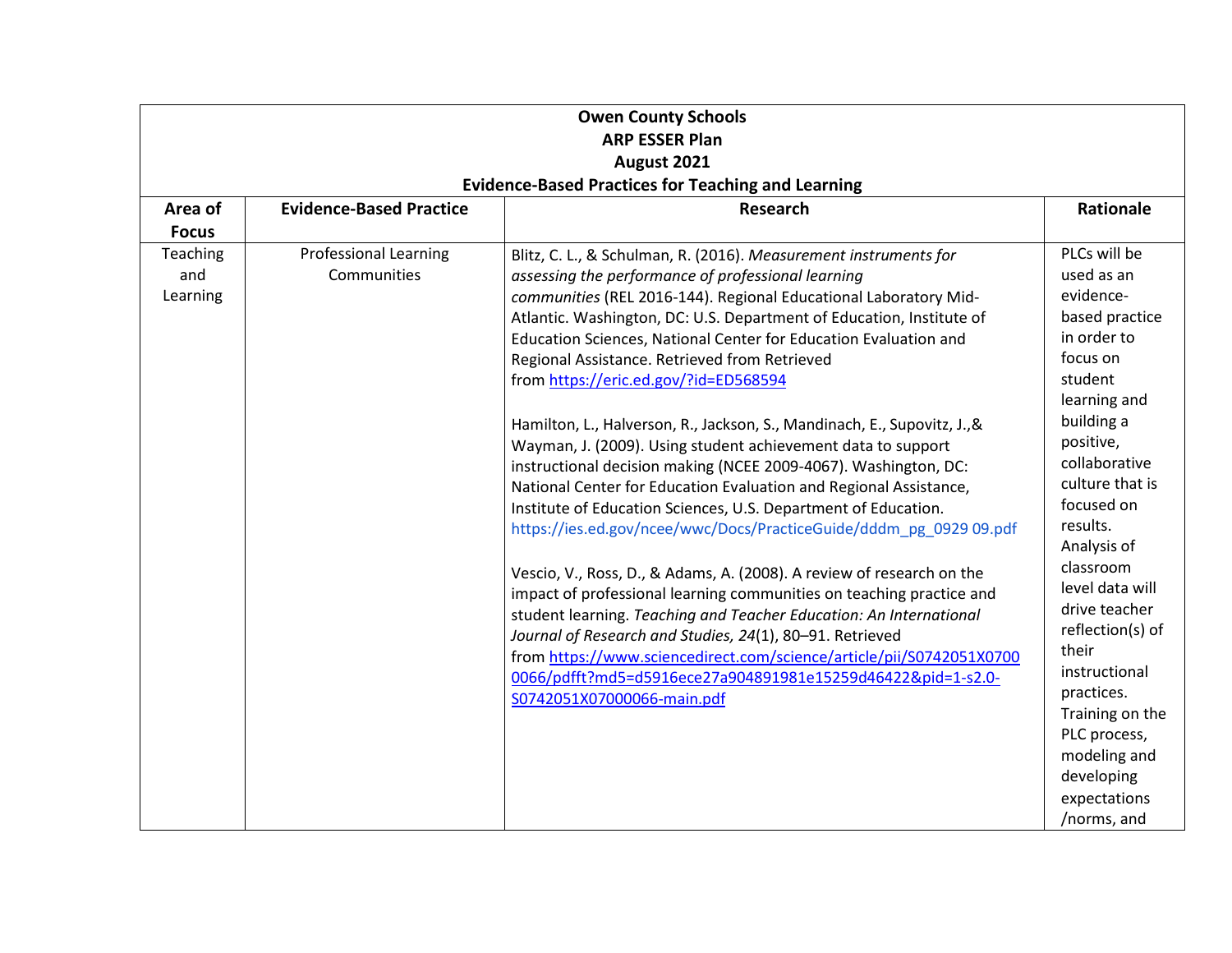**Owen County Schools**
**ARP ESSER Plan**
**August 2021**
**Evidence-Based Practices for Teaching and Learning**

| Area of Focus | Evidence-Based Practice | Research | Rationale |
|---|---|---|---|
| Teaching and Learning | Professional Learning Communities | Blitz, C. L., & Schulman, R. (2016). *Measurement instruments for assessing the performance of professional learning communities* (REL 2016-144). Regional Educational Laboratory Mid-Atlantic. Washington, DC: U.S. Department of Education, Institute of Education Sciences, National Center for Education Evaluation and Regional Assistance. Retrieved from Retrieved from https://eric.ed.gov/?id=ED568594<br><br>Hamilton, L., Halverson, R., Jackson, S., Mandinach, E., Supovitz, J.,& Wayman, J. (2009). Using student achievement data to support instructional decision making (NCEE 2009-4067). Washington, DC: National Center for Education Evaluation and Regional Assistance, Institute of Education Sciences, U.S. Department of Education. https://ies.ed.gov/ncee/wwc/Docs/PracticeGuide/dddm_pg_0929 09.pdf<br><br>Vescio, V., Ross, D., & Adams, A. (2008). A review of research on the impact of professional learning communities on teaching practice and student learning. *Teaching and Teacher Education: An International Journal of Research and Studies, 24*(1), 80–91. Retrieved from https://www.sciencedirect.com/science/article/pii/S0742051X07000066/pdfft?md5=d5916ece27a904891981e15259d46422&pid=1-s2.0-S0742051X07000066-main.pdf | PLCs will be used as an evidence-based practice in order to focus on student learning and building a positive, collaborative culture that is focused on results. Analysis of classroom level data will drive teacher reflection(s) of their instructional practices. Training on the PLC process, modeling and developing expectations /norms, and |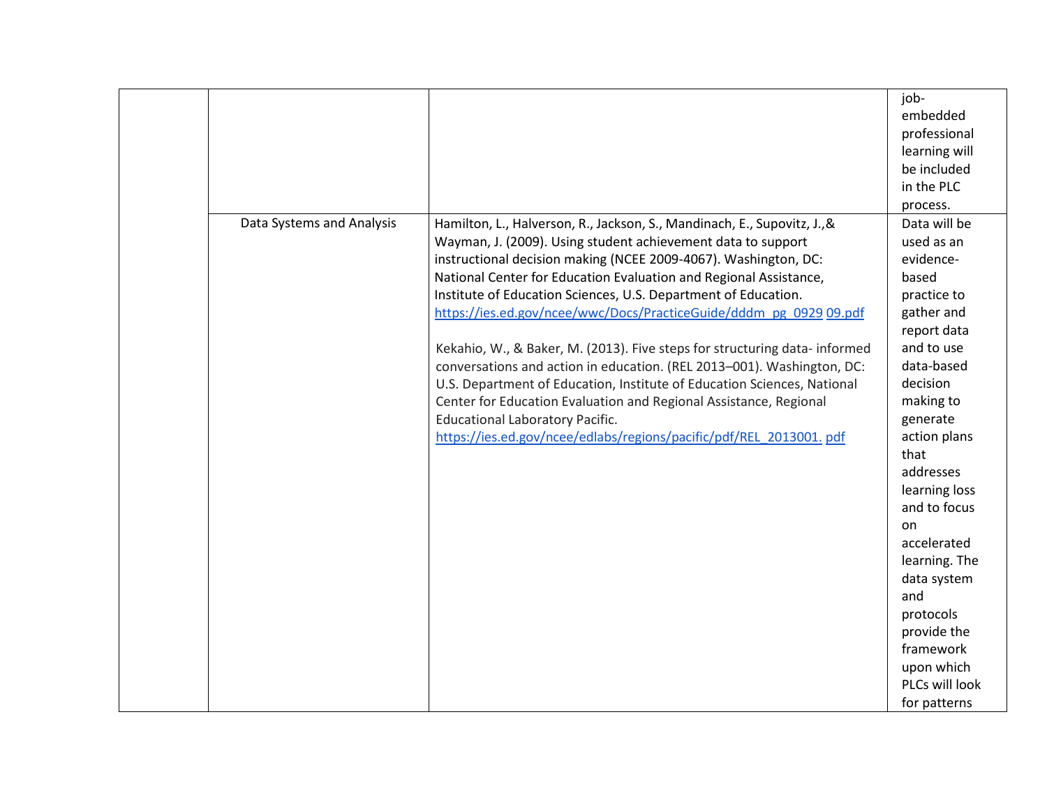| | | | |
|---|---|---|---|
| | | | job-embedded professional learning will be included in the PLC process. |
| | Data Systems and Analysis | Hamilton, L., Halverson, R., Jackson, S., Mandinach, E., Supovitz, J.,& Wayman, J. (2009). Using student achievement data to support instructional decision making (NCEE 2009-4067). Washington, DC: National Center for Education Evaluation and Regional Assistance, Institute of Education Sciences, U.S. Department of Education. https://ies.ed.gov/ncee/wwc/Docs/PracticeGuide/dddm_pg_092909.pdf<br><br>Kekahio, W., & Baker, M. (2013). Five steps for structuring data- informed conversations and action in education. (REL 2013–001). Washington, DC: U.S. Department of Education, Institute of Education Sciences, National Center for Education Evaluation and Regional Assistance, Regional Educational Laboratory Pacific. https://ies.ed.gov/ncee/edlabs/regions/pacific/pdf/REL_2013001.pdf | Data will be used as an evidence-based practice to gather and report data and to use data-based decision making to generate action plans that addresses learning loss and to focus on accelerated learning. The data system and protocols provide the framework upon which PLCs will look for patterns |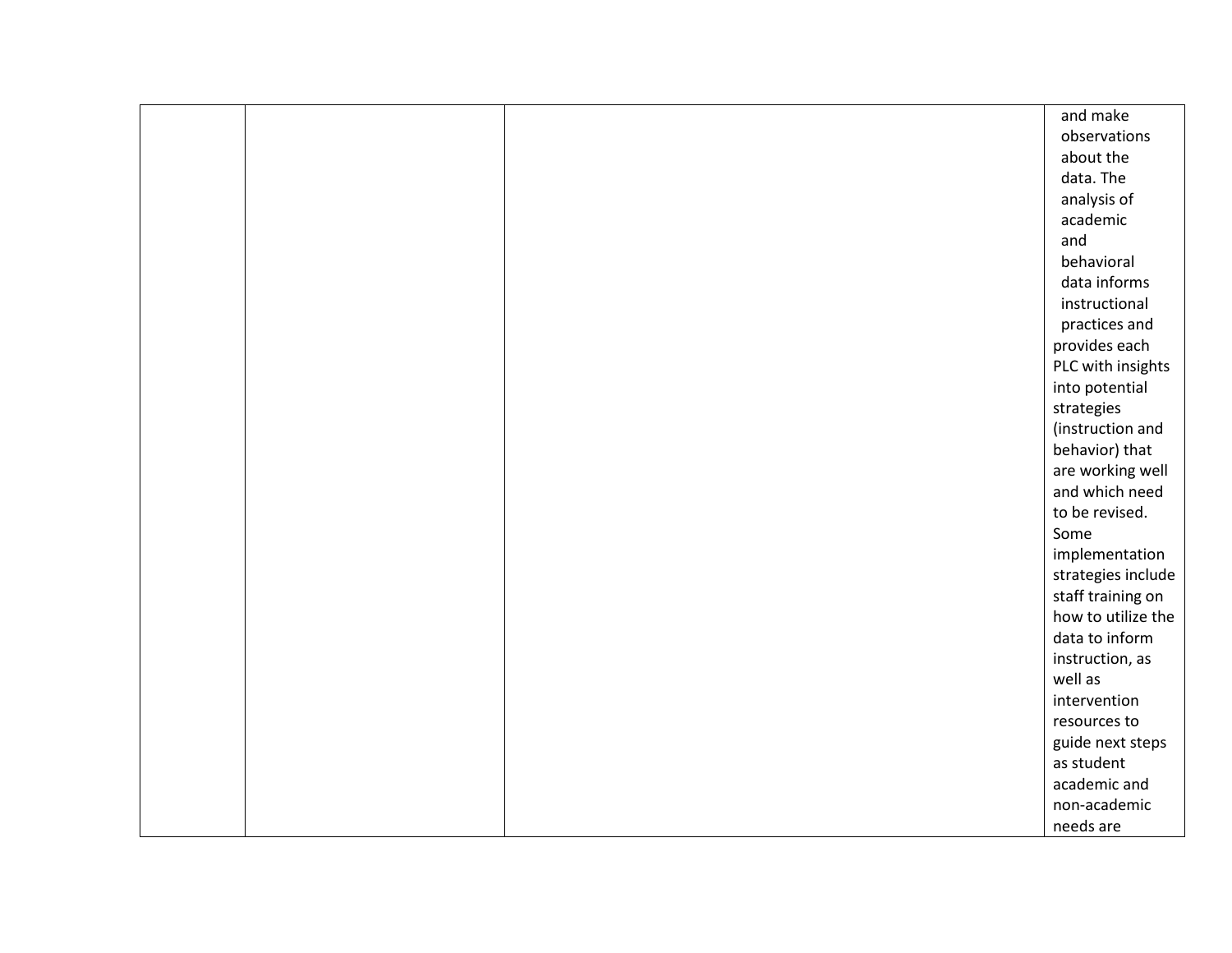| | | | |
|---|---|---|---|
| | | | and make observations about the data. The analysis of academic and behavioral data informs instructional practices and provides each PLC with insights into potential strategies (instruction and behavior) that are working well and which need to be revised. Some implementation strategies include staff training on how to utilize the data to inform instruction, as well as intervention resources to guide next steps as student academic and non-academic needs are |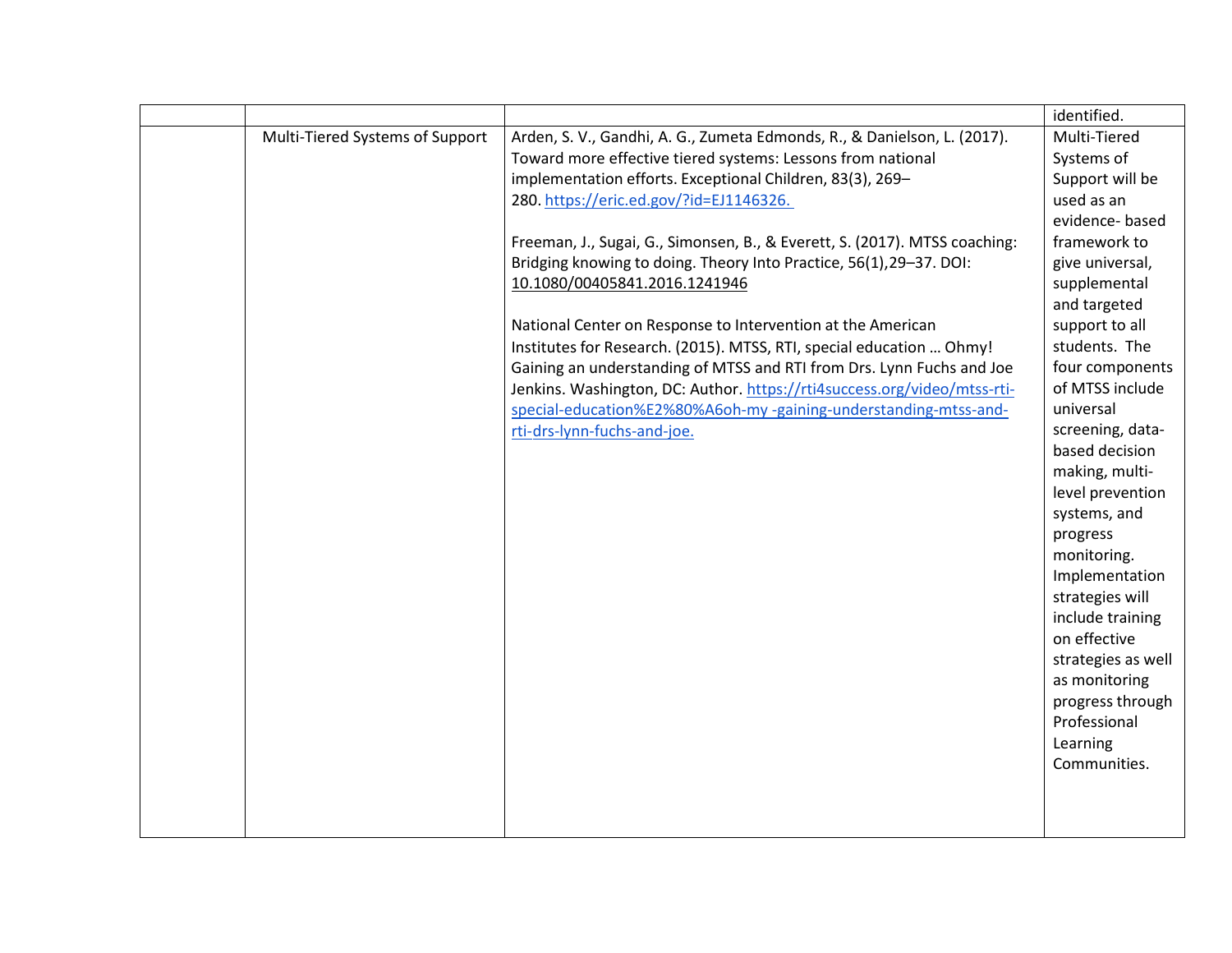| | | | |
|---|---|---|---|
| | | | identified. |
| | Multi-Tiered Systems of Support | Arden, S. V., Gandhi, A. G., Zumeta Edmonds, R., & Danielson, L. (2017). Toward more effective tiered systems: Lessons from national implementation efforts. Exceptional Children, 83(3), 269–280. https://eric.ed.gov/?id=EJ1146326.<br><br>Freeman, J., Sugai, G., Simonsen, B., & Everett, S. (2017). MTSS coaching: Bridging knowing to doing. Theory Into Practice, 56(1),29–37. DOI: 10.1080/00405841.2016.1241946<br><br>National Center on Response to Intervention at the American Institutes for Research. (2015). MTSS, RTI, special education … Ohmy! Gaining an understanding of MTSS and RTI from Drs. Lynn Fuchs and Joe Jenkins. Washington, DC: Author. https://rti4success.org/video/mtss-rti-special-education%E2%80%A6oh-my -gaining-understanding-mtss-and-rti-drs-lynn-fuchs-and-joe. | Multi-Tiered Systems of Support will be used as an evidence- based framework to give universal, supplemental and targeted support to all students. The four components of MTSS include universal screening, data-based decision making, multi-level prevention systems, and progress monitoring. Implementation strategies will include training on effective strategies as well as monitoring progress through Professional Learning Communities. |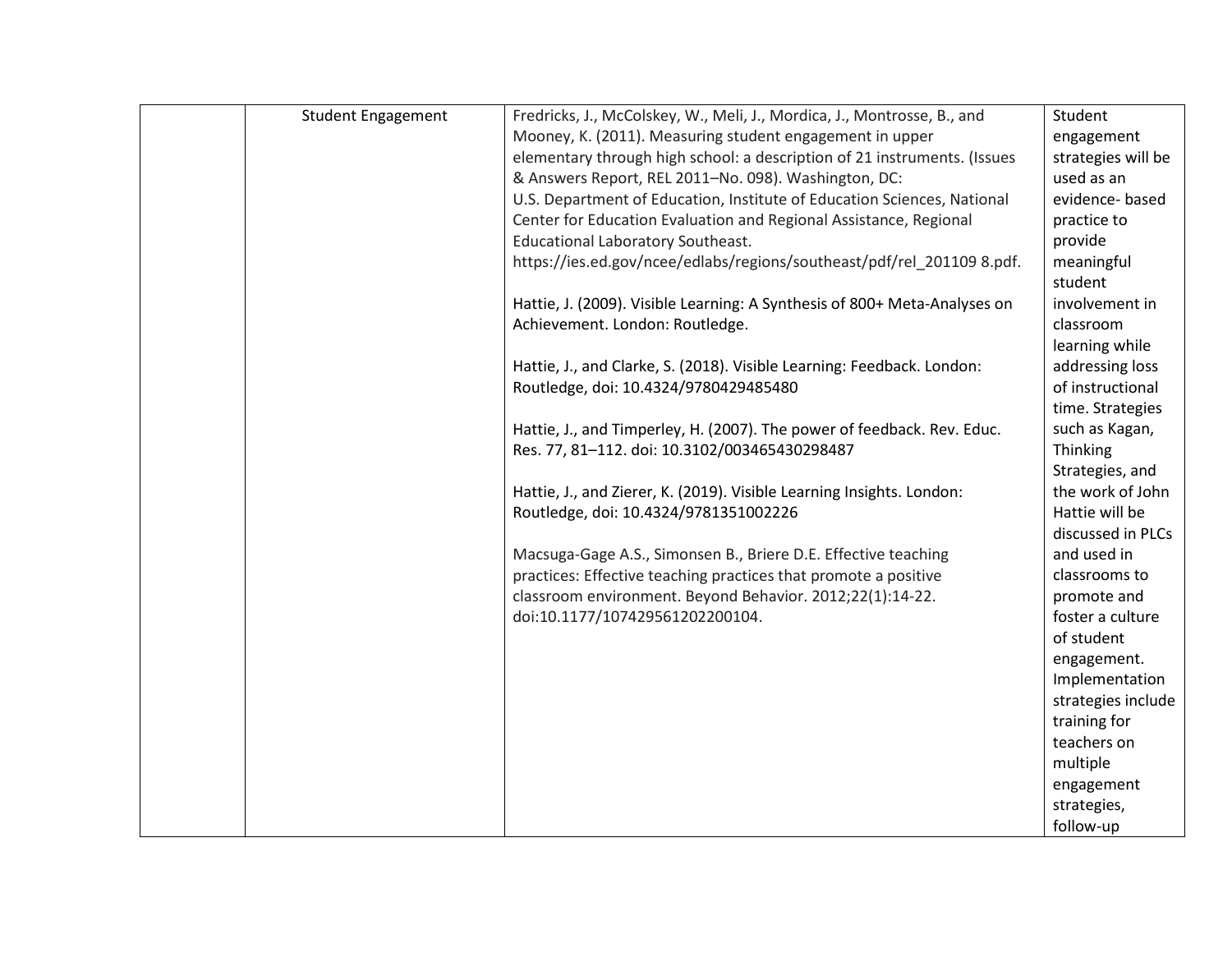| | | | |
|---|---|---|---|
| | Student Engagement | Fredricks, J., McColskey, W., Meli, J., Mordica, J., Montrosse, B., and Mooney, K. (2011). Measuring student engagement in upper elementary through high school: a description of 21 instruments. (Issues & Answers Report, REL 2011–No. 098). Washington, DC: U.S. Department of Education, Institute of Education Sciences, National Center for Education Evaluation and Regional Assistance, Regional Educational Laboratory Southeast. https://ies.ed.gov/ncee/edlabs/regions/southeast/pdf/rel_201109 8.pdf.<br><br>Hattie, J. (2009). Visible Learning: A Synthesis of 800+ Meta-Analyses on Achievement. London: Routledge.<br><br>Hattie, J., and Clarke, S. (2018). Visible Learning: Feedback. London: Routledge, doi: 10.4324/9780429485480<br><br>Hattie, J., and Timperley, H. (2007). The power of feedback. Rev. Educ. Res. 77, 81–112. doi: 10.3102/003465430298487<br><br>Hattie, J., and Zierer, K. (2019). Visible Learning Insights. London: Routledge, doi: 10.4324/9781351002226<br><br>Macsuga-Gage A.S., Simonsen B., Briere D.E. Effective teaching practices: Effective teaching practices that promote a positive classroom environment. Beyond Behavior. 2012;22(1):14-22. doi:10.1177/107429561202200104. | Student engagement strategies will be used as an evidence- based practice to provide meaningful student involvement in classroom learning while addressing loss of instructional time. Strategies such as Kagan, Thinking Strategies, and the work of John Hattie will be discussed in PLCs and used in classrooms to promote and foster a culture of student engagement. Implementation strategies include training for teachers on multiple engagement strategies, follow-up |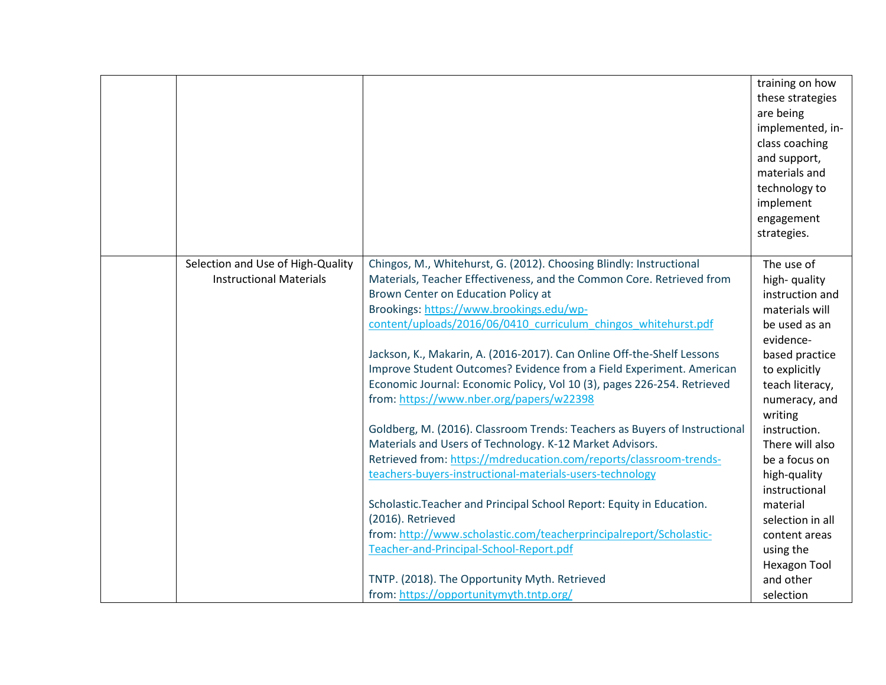| | | | |
|---|---|---|---|
| | | | training on how these strategies are being implemented, in-class coaching and support, materials and technology to implement engagement strategies. |
| | Selection and Use of High-Quality Instructional Materials | Chingos, M., Whitehurst, G. (2012). Choosing Blindly: Instructional Materials, Teacher Effectiveness, and the Common Core. Retrieved from Brown Center on Education Policy at Brookings: https://www.brookings.edu/wp-content/uploads/2016/06/0410_curriculum_chingos_whitehurst.pdf<br><br>Jackson, K., Makarin, A. (2016-2017). Can Online Off-the-Shelf Lessons Improve Student Outcomes? Evidence from a Field Experiment. American Economic Journal: Economic Policy, Vol 10 (3), pages 226-254. Retrieved from: https://www.nber.org/papers/w22398<br><br>Goldberg, M. (2016). Classroom Trends: Teachers as Buyers of Instructional Materials and Users of Technology. K-12 Market Advisors. Retrieved from: https://mdreducation.com/reports/classroom-trends-teachers-buyers-instructional-materials-users-technology<br><br>Scholastic.Teacher and Principal School Report: Equity in Education. (2016). Retrieved from: http://www.scholastic.com/teacherprincipalreport/Scholastic-Teacher-and-Principal-School-Report.pdf<br><br>TNTP. (2018). The Opportunity Myth. Retrieved from: https://opportunitymyth.tntp.org/ | The use of high- quality instruction and materials will be used as an evidence-based practice to explicitly teach literacy, numeracy, and writing instruction. There will also be a focus on high-quality instructional material selection in all content areas using the Hexagon Tool and other selection |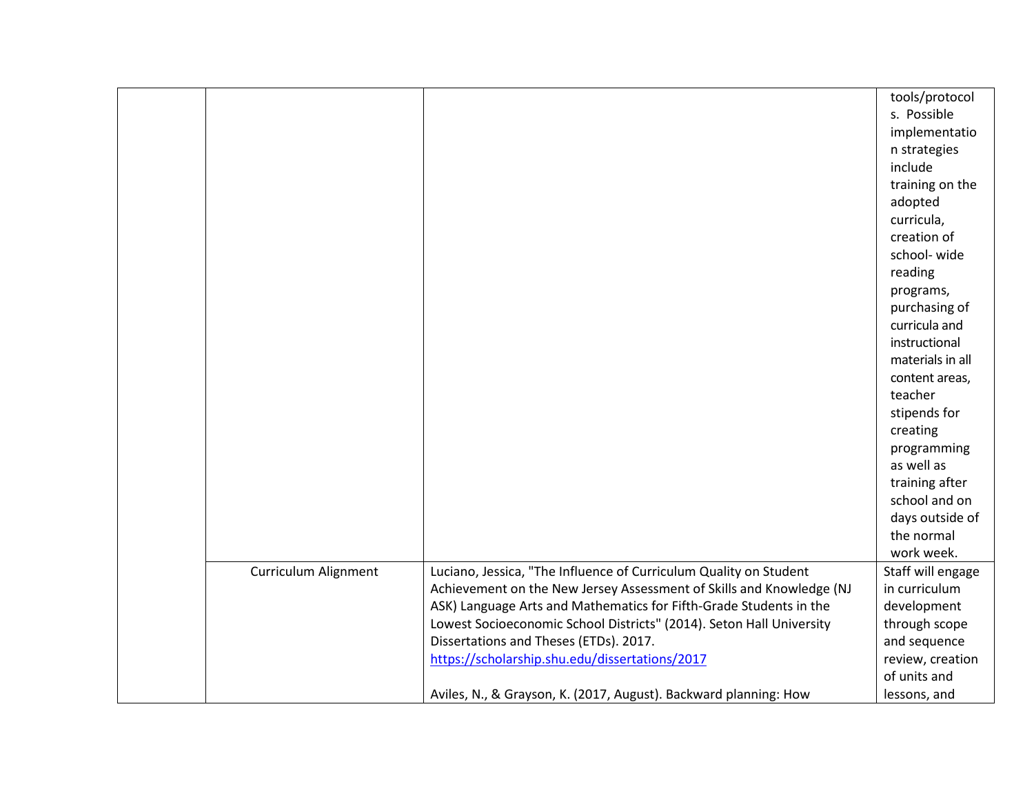| | | | |
|---|---|---|---|
| | | | tools/protocols. Possible implementation strategies include training on the adopted curricula, creation of school- wide reading programs, purchasing of curricula and instructional materials in all content areas, teacher stipends for creating programming as well as training after school and on days outside of the normal work week. |
| | Curriculum Alignment | Luciano, Jessica, "The Influence of Curriculum Quality on Student Achievement on the New Jersey Assessment of Skills and Knowledge (NJ ASK) Language Arts and Mathematics for Fifth-Grade Students in the Lowest Socioeconomic School Districts" (2014). Seton Hall University Dissertations and Theses (ETDs). 2017. https://scholarship.shu.edu/dissertations/2017<br><br>Aviles, N., & Grayson, K. (2017, August). Backward planning: How | Staff will engage in curriculum development through scope and sequence review, creation of units and lessons, and |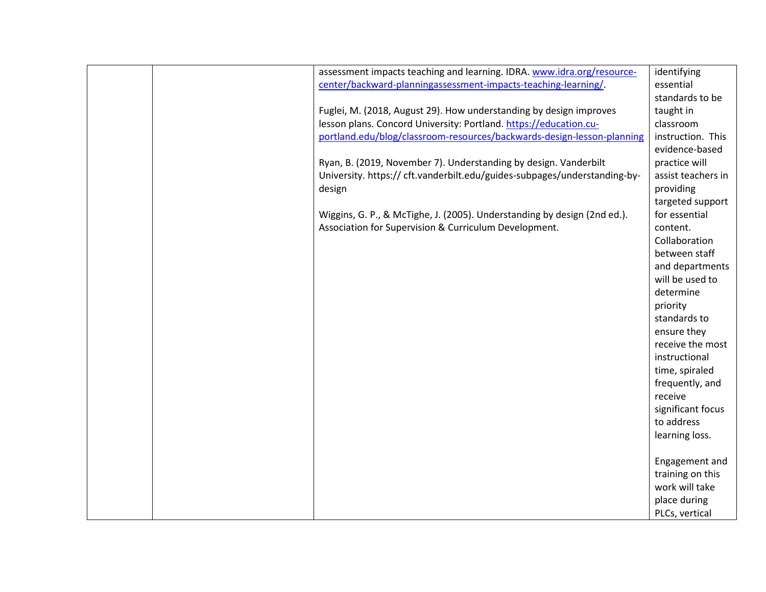|  |  |  |  |
|---|---|---|---|
|  |  | assessment impacts teaching and learning. IDRA. www.idra.org/resource-center/backward-planningassessment-impacts-teaching-learning/.<br><br>Fuglei, M. (2018, August 29). How understanding by design improves lesson plans. Concord University: Portland. https://education.cu-portland.edu/blog/classroom-resources/backwards-design-lesson-planning<br><br>Ryan, B. (2019, November 7). Understanding by design. Vanderbilt University. https:// cft.vanderbilt.edu/guides-subpages/understanding-by-design<br><br>Wiggins, G. P., & McTighe, J. (2005). Understanding by design (2nd ed.). Association for Supervision & Curriculum Development. | identifying essential standards to be taught in classroom instruction. This evidence-based practice will assist teachers in providing targeted support for essential content. Collaboration between staff and departments will be used to determine priority standards to ensure they receive the most instructional time, spiraled frequently, and receive significant focus to address learning loss.<br><br>Engagement and training on this work will take place during PLCs, vertical |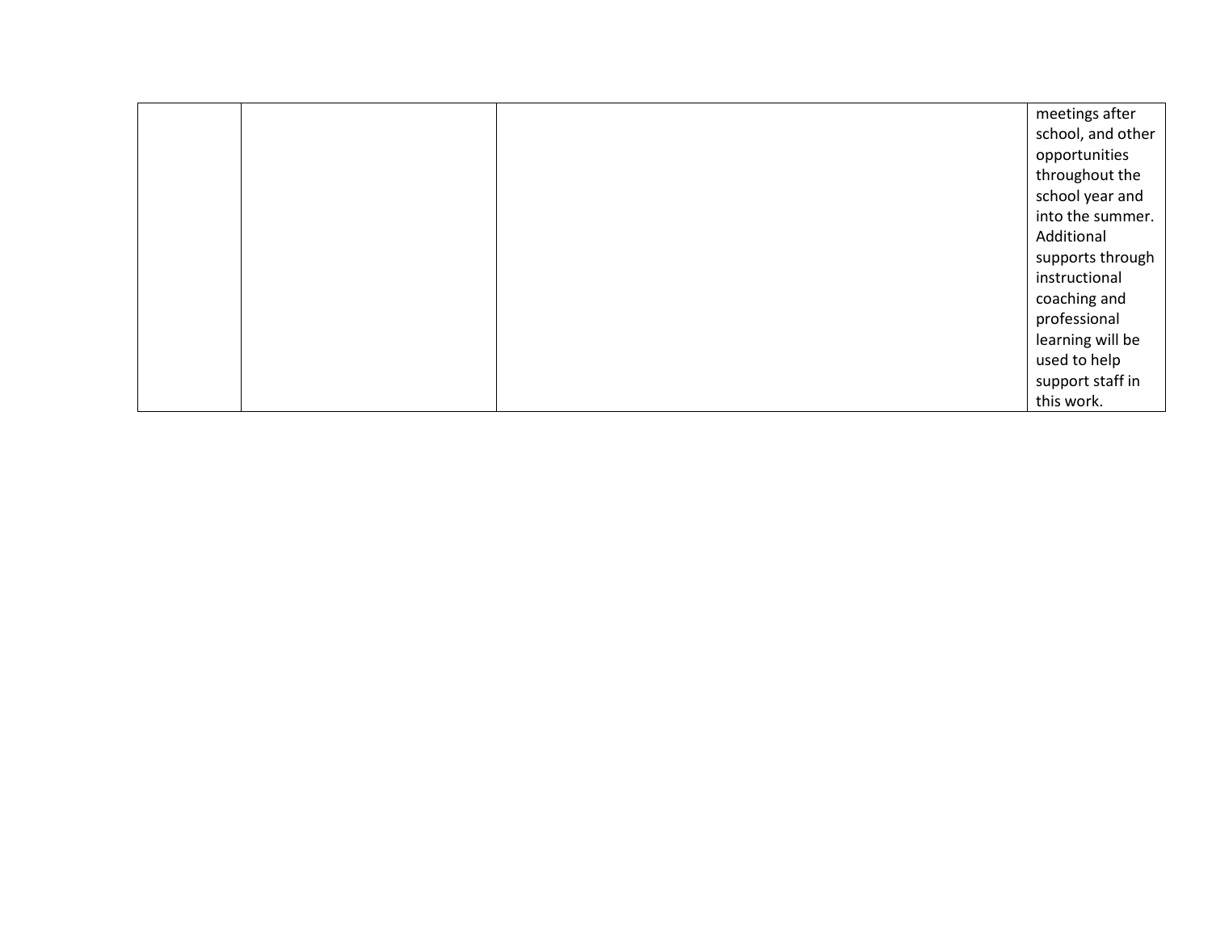| | | | |
|---|---|---|---|
| | | | meetings after school, and other opportunities throughout the school year and into the summer. Additional supports through instructional coaching and professional learning will be used to help support staff in this work. |